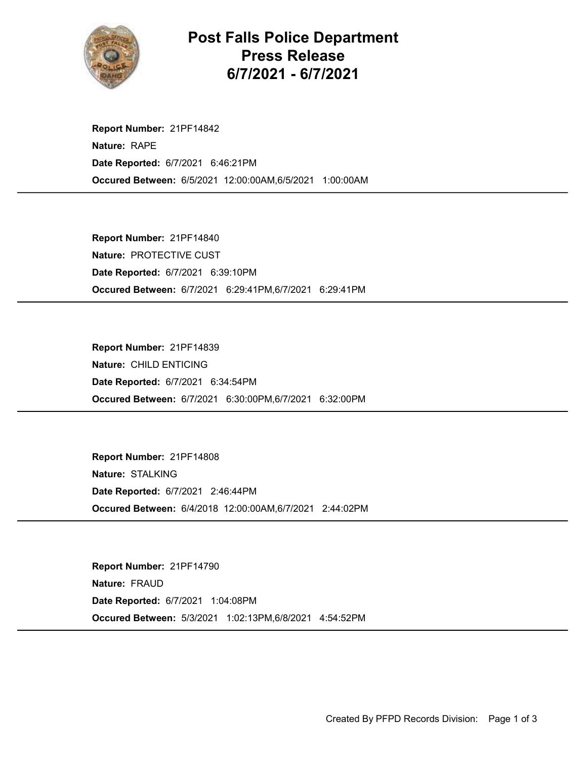# Post Falls Police Department
# Press Release
# 6/7/2021 - 6/7/2021

**Report Number:** 21PF14842
**Nature:** RAPE
**Date Reported:** 6/7/2021 6:46:21PM
**Occured Between:** 6/5/2021 12:00:00AM,6/5/2021 1:00:00AM

---

**Report Number:** 21PF14840
**Nature:** PROTECTIVE CUST
**Date Reported:** 6/7/2021 6:39:10PM
**Occured Between:** 6/7/2021 6:29:41PM,6/7/2021 6:29:41PM

---

**Report Number:** 21PF14839
**Nature:** CHILD ENTICING
**Date Reported:** 6/7/2021 6:34:54PM
**Occured Between:** 6/7/2021 6:30:00PM,6/7/2021 6:32:00PM

---

**Report Number:** 21PF14808
**Nature:** STALKING
**Date Reported:** 6/7/2021 2:46:44PM
**Occured Between:** 6/4/2018 12:00:00AM,6/7/2021 2:44:02PM

---

**Report Number:** 21PF14790
**Nature:** FRAUD
**Date Reported:** 6/7/2021 1:04:08PM
**Occured Between:** 5/3/2021 1:02:13PM,6/8/2021 4:54:52PM

---

Created By PFPD Records Division: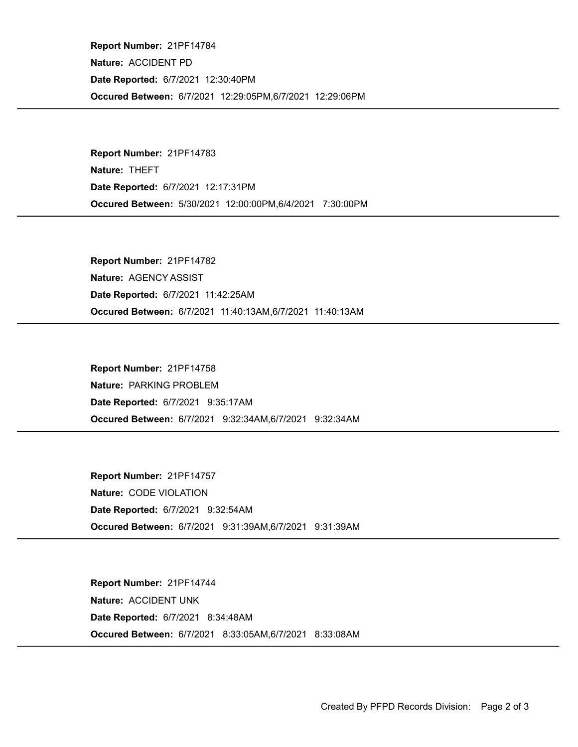**Report Number:** 21PF14784
**Nature:** ACCIDENT PD
**Date Reported:** 6/7/2021 12:30:40PM
**Occured Between:** 6/7/2021 12:29:05PM,6/7/2021 12:29:06PM

---

**Report Number:** 21PF14783
**Nature:** THEFT
**Date Reported:** 6/7/2021 12:17:31PM
**Occured Between:** 5/30/2021 12:00:00PM,6/4/2021 7:30:00PM

---

**Report Number:** 21PF14782
**Nature:** AGENCY ASSIST
**Date Reported:** 6/7/2021 11:42:25AM
**Occured Between:** 6/7/2021 11:40:13AM,6/7/2021 11:40:13AM

---

**Report Number:** 21PF14758
**Nature:** PARKING PROBLEM
**Date Reported:** 6/7/2021 9:35:17AM
**Occured Between:** 6/7/2021 9:32:34AM,6/7/2021 9:32:34AM

---

**Report Number:** 21PF14757
**Nature:** CODE VIOLATION
**Date Reported:** 6/7/2021 9:32:54AM
**Occured Between:** 6/7/2021 9:31:39AM,6/7/2021 9:31:39AM

---

**Report Number:** 21PF14744
**Nature:** ACCIDENT UNK
**Date Reported:** 6/7/2021 8:34:48AM
**Occured Between:** 6/7/2021 8:33:05AM,6/7/2021 8:33:08AM

---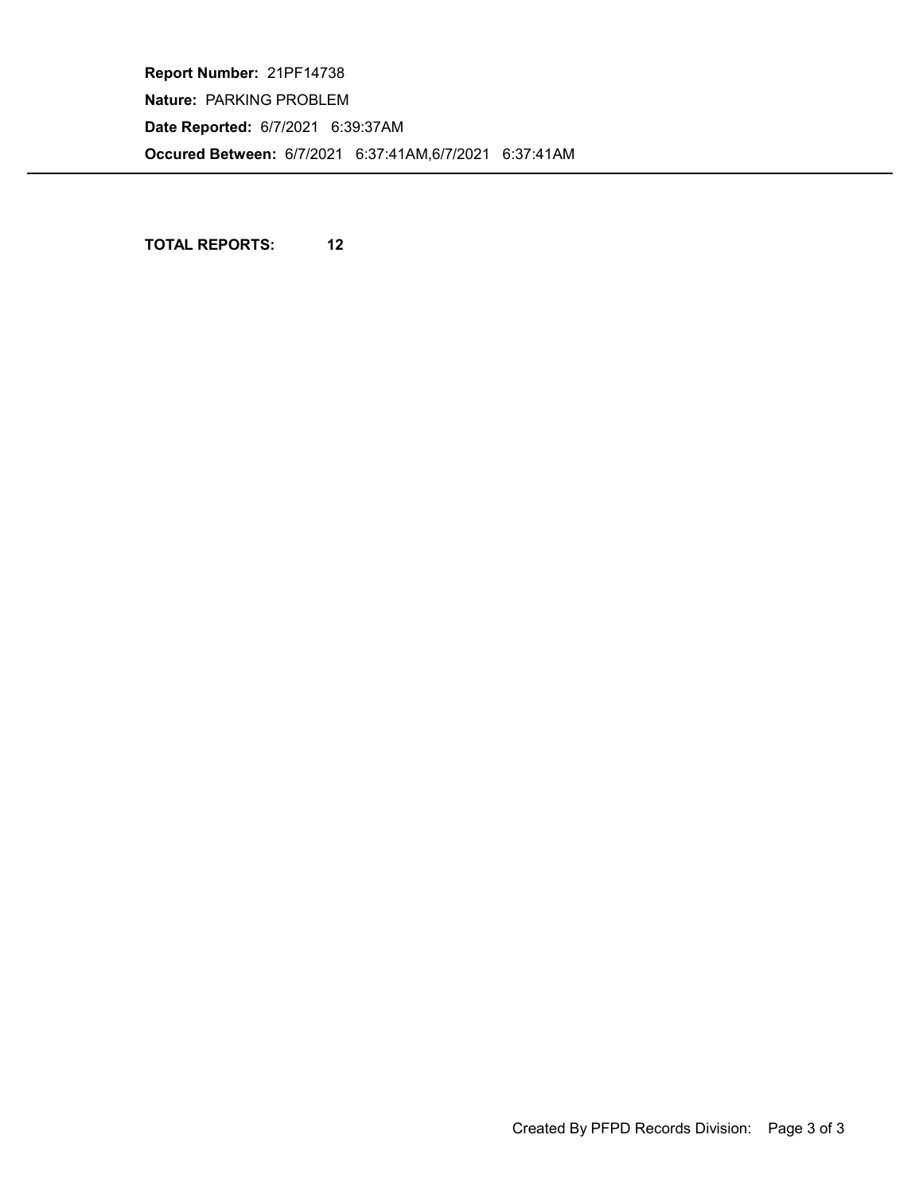**Report Number:** 21PF14738

**Nature:** PARKING PROBLEM

**Date Reported:** 6/7/2021 6:39:37AM

**Occured Between:** 6/7/2021 6:37:41AM,6/7/2021 6:37:41AM

---

**TOTAL REPORTS: 12**

Created By PFPD Records Division: